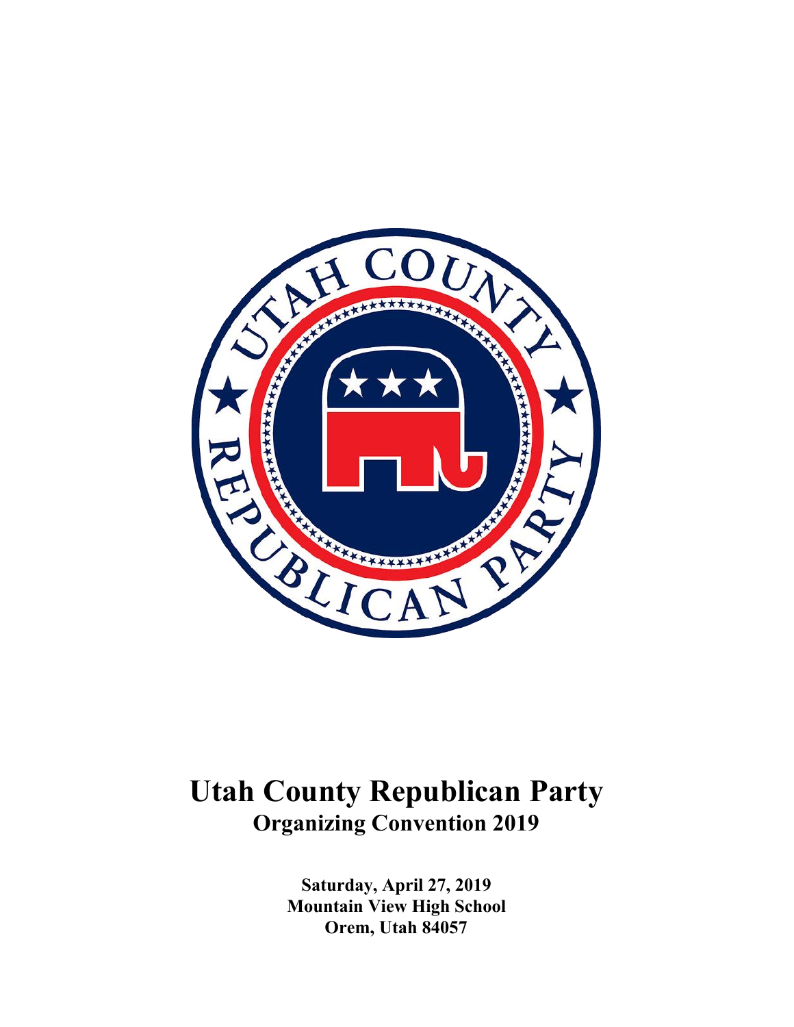# Utah County Republican Party

## Organizing Convention 2019

**Saturday, April 27, 2019**
**Mountain View High School**
**Orem, Utah 84057**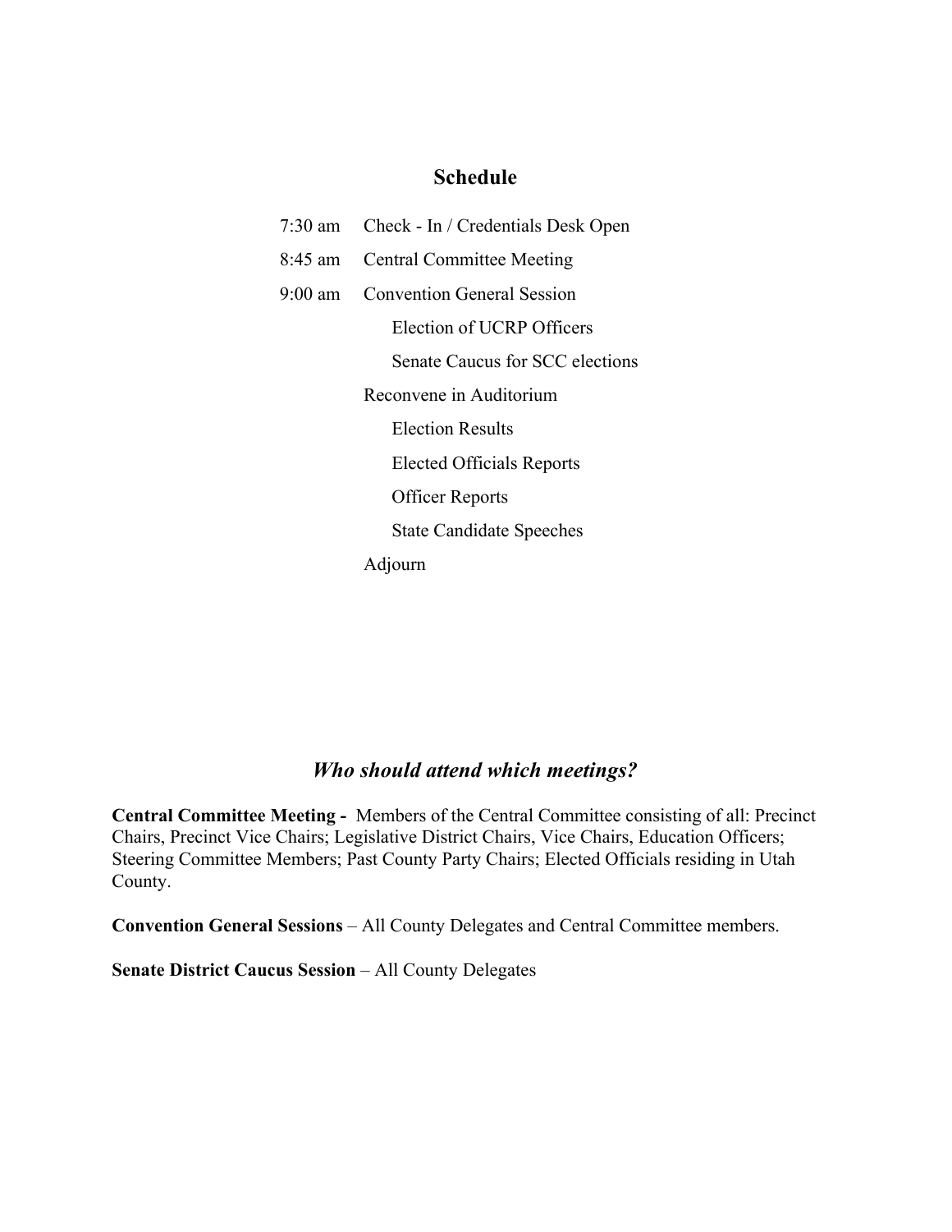## Schedule

| | |
|---|---|
| 7:30 am | Check - In / Credentials Desk Open |
| 8:45 am | Central Committee Meeting |
| 9:00 am | Convention General Session |
| | Election of UCRP Officers |
| | Senate Caucus for SCC elections |
| | Reconvene in Auditorium |
| | Election Results |
| | Elected Officials Reports |
| | Officer Reports |
| | State Candidate Speeches |
| | Adjourn |

## *Who should attend which meetings?*

**Central Committee Meeting -** Members of the Central Committee consisting of all: Precinct Chairs, Precinct Vice Chairs; Legislative District Chairs, Vice Chairs, Education Officers; Steering Committee Members; Past County Party Chairs; Elected Officials residing in Utah County.

**Convention General Sessions** – All County Delegates and Central Committee members.

**Senate District Caucus Session** – All County Delegates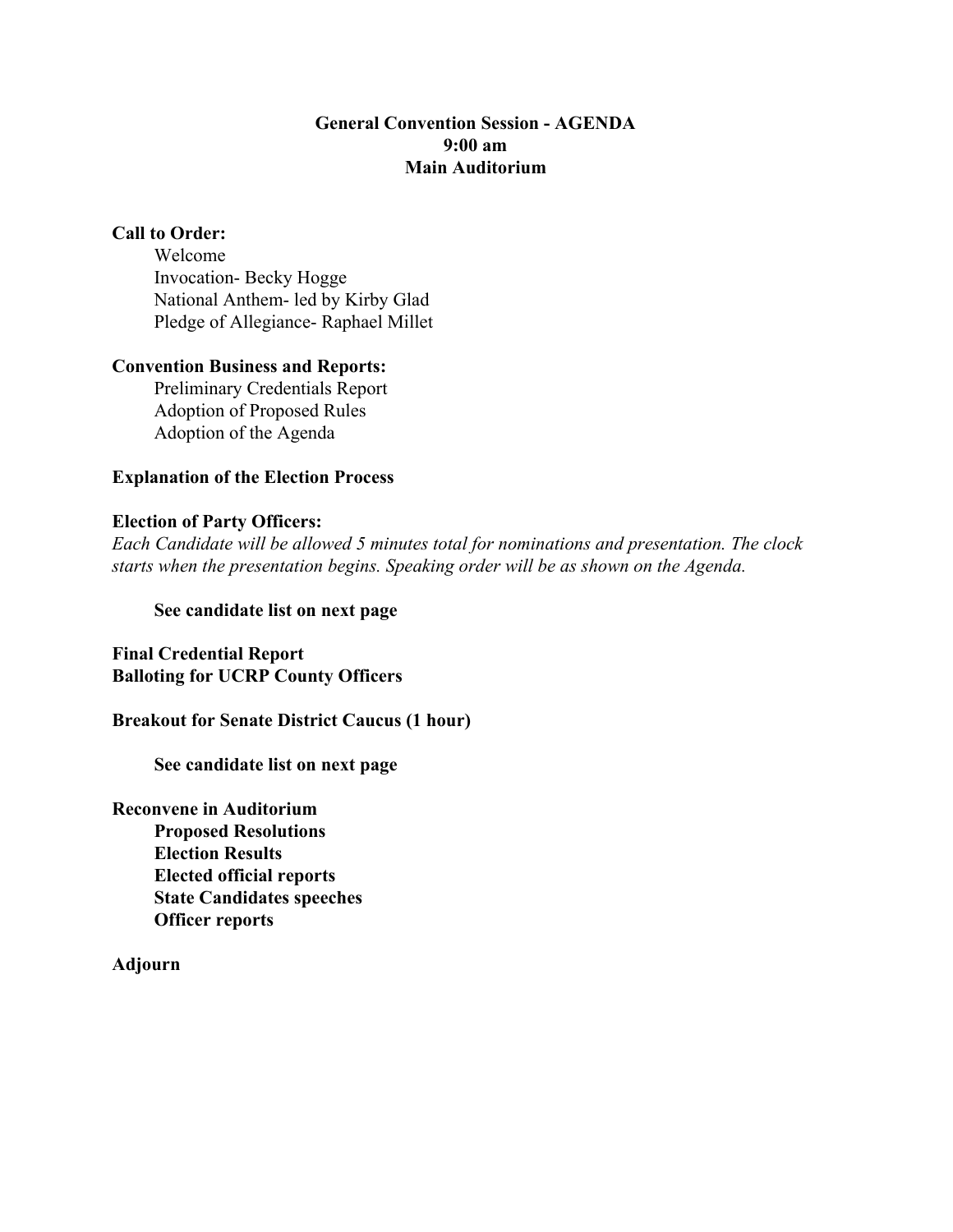**General Convention Session - AGENDA**
**9:00 am**
**Main Auditorium**

**Call to Order:**

- Welcome
- Invocation- Becky Hogge
- National Anthem- led by Kirby Glad
- Pledge of Allegiance- Raphael Millet

**Convention Business and Reports:**

- Preliminary Credentials Report
- Adoption of Proposed Rules
- Adoption of the Agenda

**Explanation of the Election Process**

**Election of Party Officers:**

*Each Candidate will be allowed 5 minutes total for nominations and presentation. The clock starts when the presentation begins. Speaking order will be as shown on the Agenda.*

**See candidate list on next page**

**Final Credential Report**
**Balloting for UCRP County Officers**

**Breakout for Senate District Caucus (1 hour)**

**See candidate list on next page**

**Reconvene in Auditorium**

- **Proposed Resolutions**
- **Election Results**
- **Elected official reports**
- **State Candidates speeches**
- **Officer reports**

**Adjourn**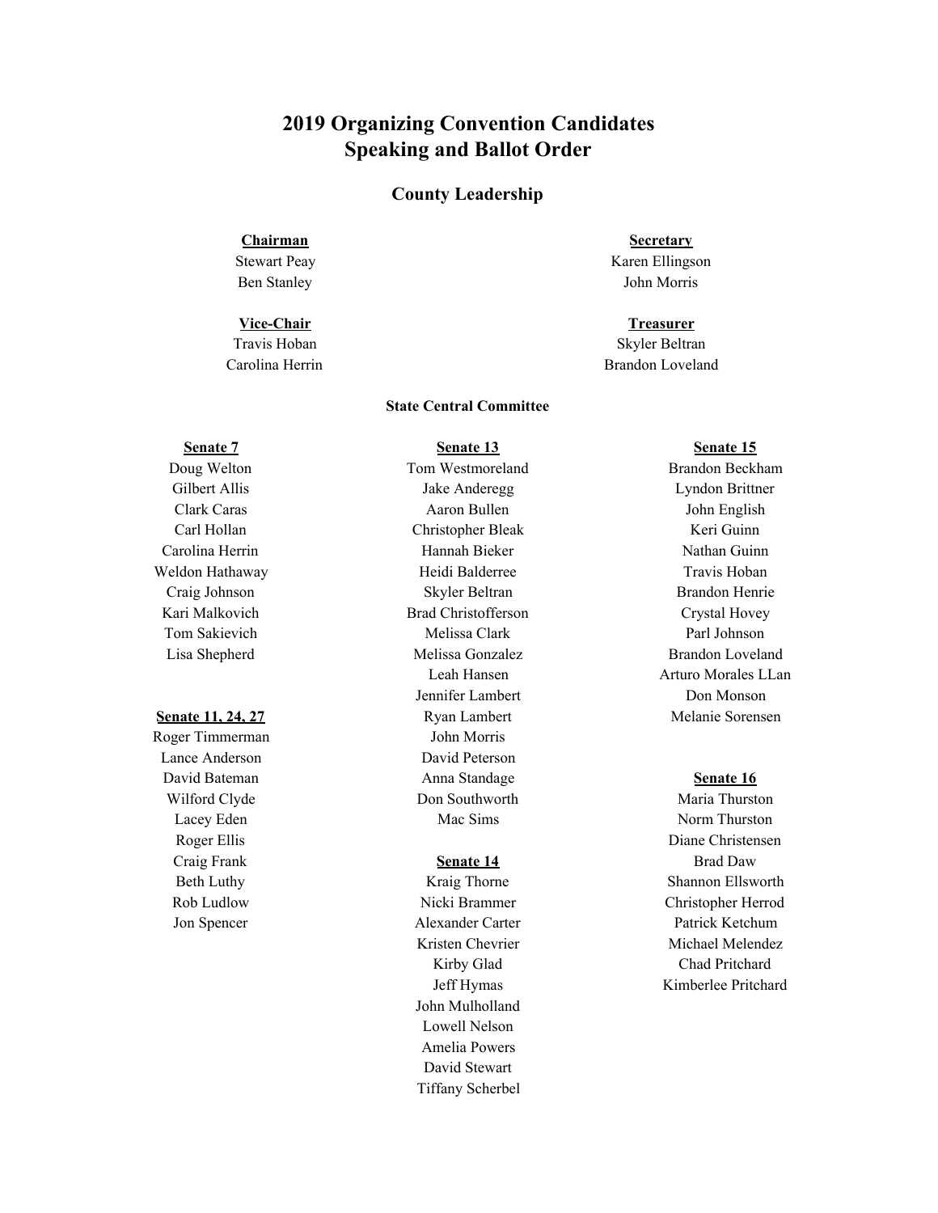# 2019 Organizing Convention Candidates
# Speaking and Ballot Order

## County Leadership

### Chairman
Stewart Peay
Ben Stanley

### Vice-Chair
Travis Hoban
Carolina Herrin

### Secretary
Karen Ellingson
John Morris

### Treasurer
Skyler Beltran
Brandon Loveland

## State Central Committee

### Senate 7
Doug Welton
Gilbert Allis
Clark Caras
Carl Hollan
Carolina Herrin
Weldon Hathaway
Craig Johnson
Kari Malkovich
Tom Sakievich
Lisa Shepherd

### Senate 11, 24, 27
Roger Timmerman
Lance Anderson
David Bateman
Wilford Clyde
Lacey Eden
Roger Ellis
Craig Frank
Beth Luthy
Rob Ludlow
Jon Spencer

### Senate 13
Tom Westmoreland
Jake Anderegg
Aaron Bullen
Christopher Bleak
Hannah Bieker
Heidi Balderree
Skyler Beltran
Brad Christofferson
Melissa Clark
Melissa Gonzalez
Leah Hansen
Jennifer Lambert
Ryan Lambert
John Morris
David Peterson
Anna Standage
Don Southworth
Mac Sims

### Senate 14
Kraig Thorne
Nicki Brammer
Alexander Carter
Kristen Chevrier
Kirby Glad
Jeff Hymas
John Mulholland
Lowell Nelson
Amelia Powers
David Stewart
Tiffany Scherbel

### Senate 15
Brandon Beckham
Lyndon Brittner
John English
Keri Guinn
Nathan Guinn
Travis Hoban
Brandon Henrie
Crystal Hovey
Parl Johnson
Brandon Loveland
Arturo Morales LLan
Don Monson
Melanie Sorensen

### Senate 16
Maria Thurston
Norm Thurston
Diane Christensen
Brad Daw
Shannon Ellsworth
Christopher Herrod
Patrick Ketchum
Michael Melendez
Chad Pritchard
Kimberlee Pritchard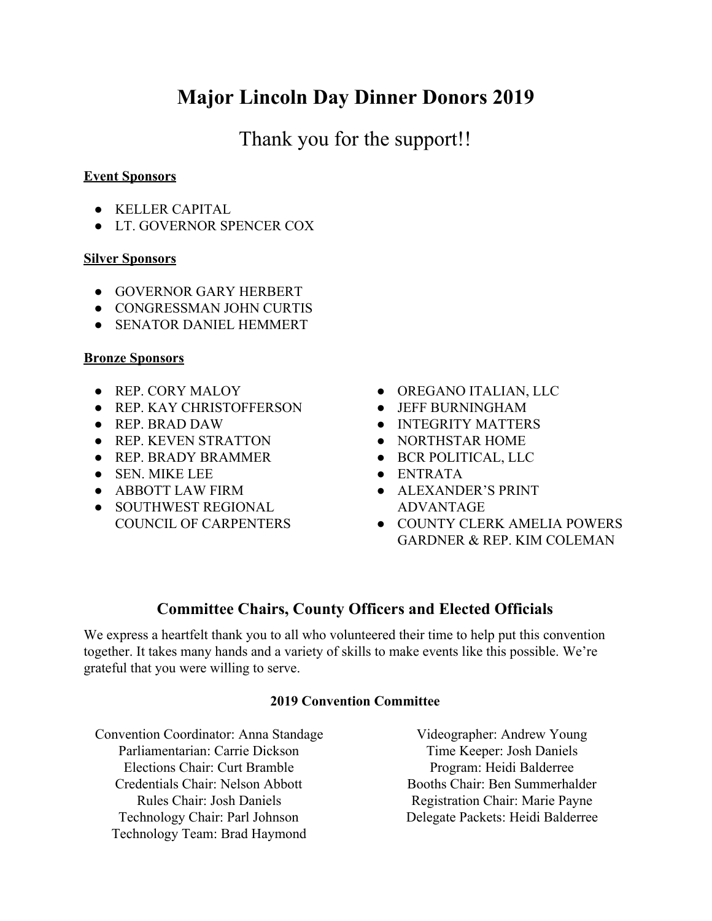# Major Lincoln Day Dinner Donors 2019

Thank you for the support!!

**Event Sponsors**

- KELLER CAPITAL
- LT. GOVERNOR SPENCER COX

**Silver Sponsors**

- GOVERNOR GARY HERBERT
- CONGRESSMAN JOHN CURTIS
- SENATOR DANIEL HEMMERT

**Bronze Sponsors**

- REP. CORY MALOY
- REP. KAY CHRISTOFFERSON
- REP. BRAD DAW
- REP. KEVEN STRATTON
- REP. BRADY BRAMMER
- SEN. MIKE LEE
- ABBOTT LAW FIRM
- SOUTHWEST REGIONAL COUNCIL OF CARPENTERS
- OREGANO ITALIAN, LLC
- JEFF BURNINGHAM
- INTEGRITY MATTERS
- NORTHSTAR HOME
- BCR POLITICAL, LLC
- ENTRATA
- ALEXANDER'S PRINT ADVANTAGE
- COUNTY CLERK AMELIA POWERS GARDNER & REP. KIM COLEMAN

## Committee Chairs, County Officers and Elected Officials

We express a heartfelt thank you to all who volunteered their time to help put this convention together. It takes many hands and a variety of skills to make events like this possible. We're grateful that you were willing to serve.

### 2019 Convention Committee

Convention Coordinator: Anna Standage
Parliamentarian: Carrie Dickson
Elections Chair: Curt Bramble
Credentials Chair: Nelson Abbott
Rules Chair: Josh Daniels
Technology Chair: Parl Johnson
Technology Team: Brad Haymond
Videographer: Andrew Young
Time Keeper: Josh Daniels
Program: Heidi Balderree
Booths Chair: Ben Summerhalder
Registration Chair: Marie Payne
Delegate Packets: Heidi Balderree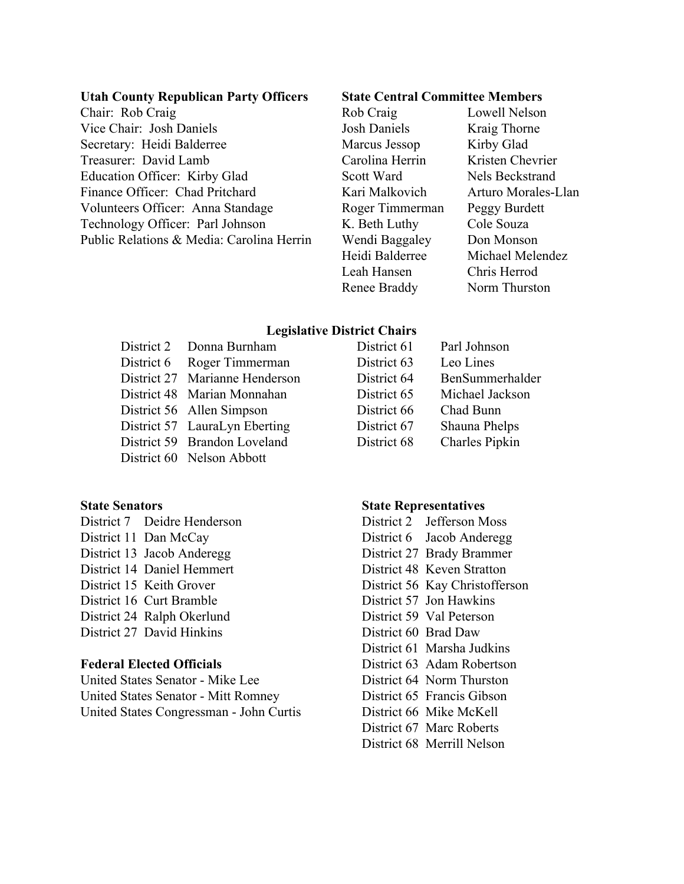**Utah County Republican Party Officers**

Chair: Rob Craig
Vice Chair: Josh Daniels
Secretary: Heidi Balderree
Treasurer: David Lamb
Education Officer: Kirby Glad
Finance Officer: Chad Pritchard
Volunteers Officer: Anna Standage
Technology Officer: Parl Johnson
Public Relations & Media: Carolina Herrin

**State Central Committee Members**

| | |
|---|---|
| Rob Craig | Lowell Nelson |
| Josh Daniels | Kraig Thorne |
| Marcus Jessop | Kirby Glad |
| Carolina Herrin | Kristen Chevrier |
| Scott Ward | Nels Beckstrand |
| Kari Malkovich | Arturo Morales-Llan |
| Roger Timmerman | Peggy Burdett |
| K. Beth Luthy | Cole Souza |
| Wendi Baggaley | Don Monson |
| Heidi Balderree | Michael Melendez |
| Leah Hansen | Chris Herrod |
| Renee Braddy | Norm Thurston |

**Legislative District Chairs**

| | | | |
|---|---|---|---|
| District 2 | Donna Burnham | District 61 | Parl Johnson |
| District 6 | Roger Timmerman | District 63 | Leo Lines |
| District 27 | Marianne Henderson | District 64 | BenSummerhalder |
| District 48 | Marian Monnahan | District 65 | Michael Jackson |
| District 56 | Allen Simpson | District 66 | Chad Bunn |
| District 57 | LauraLyn Eberting | District 67 | Shauna Phelps |
| District 59 | Brandon Loveland | District 68 | Charles Pipkin |
| District 60 | Nelson Abbott | | |

**State Senators**

District 7 Deidre Henderson
District 11 Dan McCay
District 13 Jacob Anderegg
District 14 Daniel Hemmert
District 15 Keith Grover
District 16 Curt Bramble
District 24 Ralph Okerlund
District 27 David Hinkins

**Federal Elected Officials**

United States Senator - Mike Lee
United States Senator - Mitt Romney
United States Congressman - John Curtis

**State Representatives**

District 2 Jefferson Moss
District 6 Jacob Anderegg
District 27 Brady Brammer
District 48 Keven Stratton
District 56 Kay Christofferson
District 57 Jon Hawkins
District 59 Val Peterson
District 60 Brad Daw
District 61 Marsha Judkins
District 63 Adam Robertson
District 64 Norm Thurston
District 65 Francis Gibson
District 66 Mike McKell
District 67 Marc Roberts
District 68 Merrill Nelson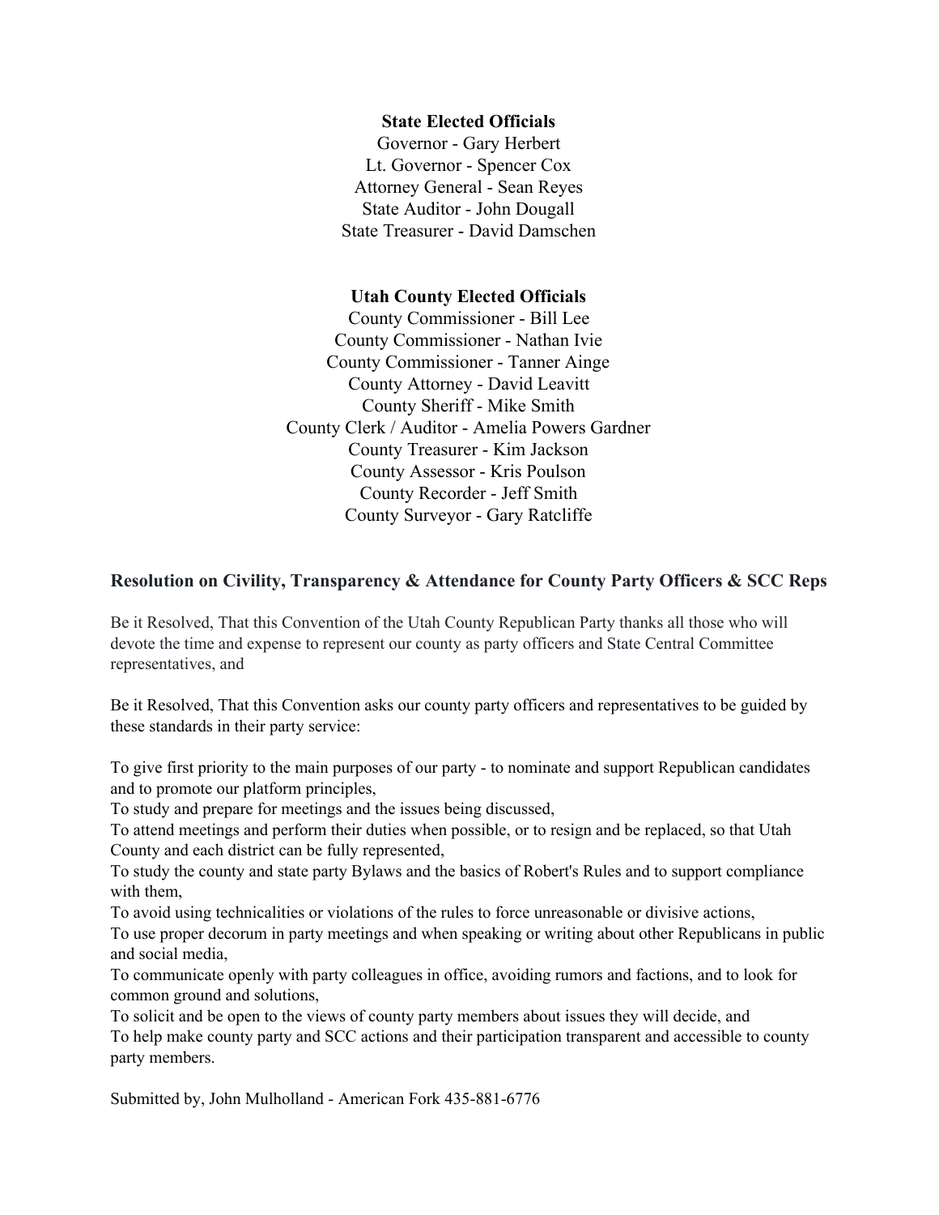**State Elected Officials**

Governor - Gary Herbert
Lt. Governor - Spencer Cox
Attorney General - Sean Reyes
State Auditor - John Dougall
State Treasurer - David Damschen

**Utah County Elected Officials**

County Commissioner - Bill Lee
County Commissioner - Nathan Ivie
County Commissioner - Tanner Ainge
County Attorney - David Leavitt
County Sheriff - Mike Smith
County Clerk / Auditor - Amelia Powers Gardner
County Treasurer - Kim Jackson
County Assessor - Kris Poulson
County Recorder - Jeff Smith
County Surveyor - Gary Ratcliffe

## Resolution on Civility, Transparency & Attendance for County Party Officers & SCC Reps

Be it Resolved, That this Convention of the Utah County Republican Party thanks all those who will devote the time and expense to represent our county as party officers and State Central Committee representatives, and

Be it Resolved, That this Convention asks our county party officers and representatives to be guided by these standards in their party service:

To give first priority to the main purposes of our party - to nominate and support Republican candidates and to promote our platform principles,
To study and prepare for meetings and the issues being discussed,
To attend meetings and perform their duties when possible, or to resign and be replaced, so that Utah County and each district can be fully represented,
To study the county and state party Bylaws and the basics of Robert's Rules and to support compliance with them,
To avoid using technicalities or violations of the rules to force unreasonable or divisive actions,
To use proper decorum in party meetings and when speaking or writing about other Republicans in public and social media,
To communicate openly with party colleagues in office, avoiding rumors and factions, and to look for common ground and solutions,
To solicit and be open to the views of county party members about issues they will decide, and
To help make county party and SCC actions and their participation transparent and accessible to county party members.

Submitted by, John Mulholland - American Fork 435-881-6776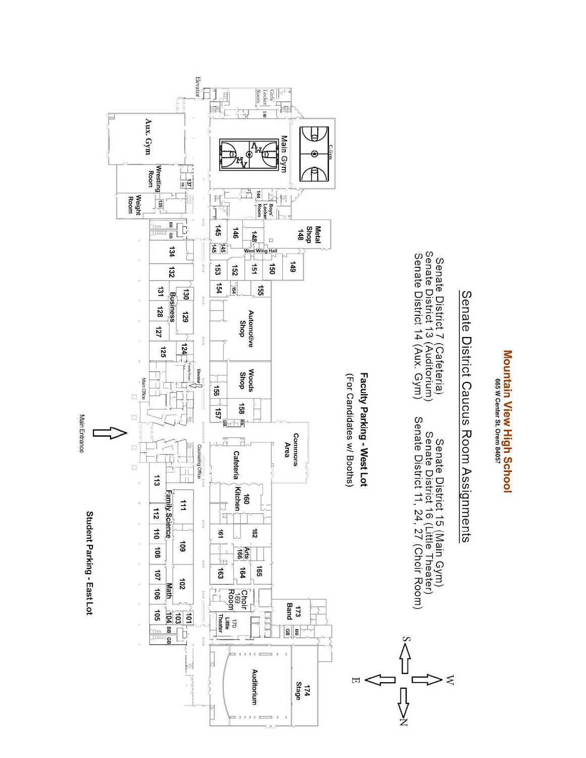# Mountain View High School

665 W Center St. Orem 84057

## Senate District Caucus Room Assignments

Senate District 7 (Cafeteria)
Senate District 13 (Auditorium)
Senate District 14 (Aux. Gym)

Senate District 15 (Main Gym)
Senate District 16 (Little Theater)
Senate District 11, 24, 27 (Choir Room)

**Faculty Parking - West Lot**
(For Candidates w/ Booths)

**Student Parking - East Lot**

Main Entrance

Aux. Gym
Wrestling Room
Weight Room
Main Gym
C.Gym
Girls' Locker Room
Boys' Locker Room
Metal Shop 148
West Wing Hall
Business
Automotive Shop
Woods Shop
Commons Area
Cafeteria
Kitchen 160
Family Science
Math
Arts
Choir 169 Room
173 Band
170 Little Theater
Auditorium
174 Stage
Main Office
Counseling Office
Faculty Room
Elevator

S
W
E
N